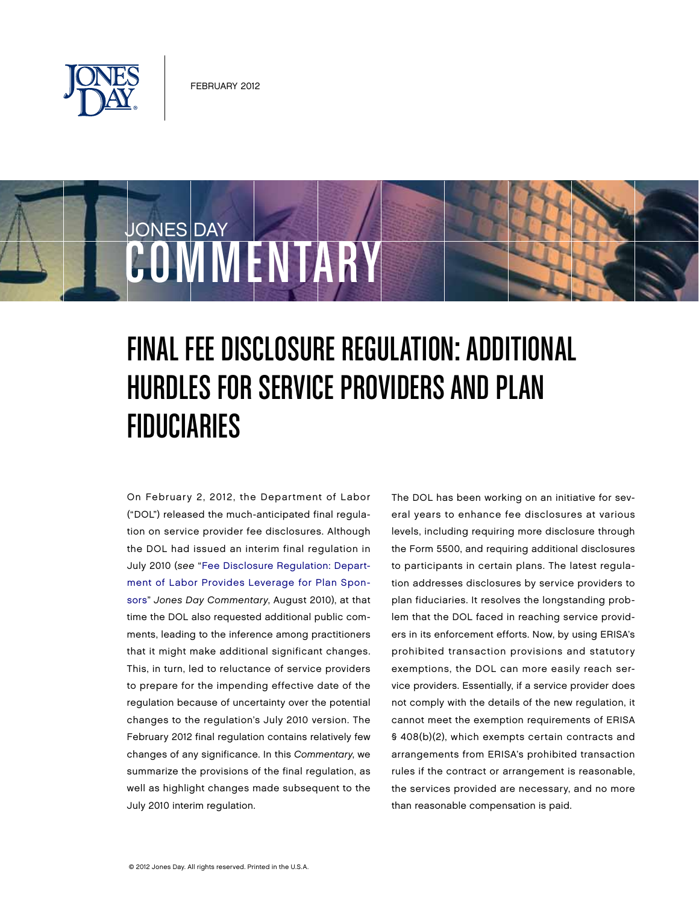FEBRUARY 2012

JONES DAY COMMENTARY

# FINAL FEE DISCLOSURE REGULATION: ADDITIONAL HURDLES FOR SERVICE PROVIDERS AND PLAN FIDUCIARIES

On February 2, 2012, the Department of Labor ("DOL") released the much-anticipated final regulation on service provider fee disclosures. Although the DOL had issued an interim final regulation in July 2010 (*see* "Fee Disclosure Regulation: Department of Labor Provides Leverage for Plan Sponsors" *Jones Day Commentary*, August 2010), at that time the DOL also requested additional public comments, leading to the inference among practitioners that it might make additional significant changes. This, in turn, led to reluctance of service providers to prepare for the impending effective date of the regulation because of uncertainty over the potential changes to the regulation's July 2010 version. The February 2012 final regulation contains relatively few changes of any significance. In this *Commentary*, we summarize the provisions of the final regulation, as well as highlight changes made subsequent to the July 2010 interim regulation.

The DOL has been working on an initiative for several years to enhance fee disclosures at various levels, including requiring more disclosure through the Form 5500, and requiring additional disclosures to participants in certain plans. The latest regulation addresses disclosures by service providers to plan fiduciaries. It resolves the longstanding problem that the DOL faced in reaching service providers in its enforcement efforts. Now, by using ERISA's prohibited transaction provisions and statutory exemptions, the DOL can more easily reach service providers. Essentially, if a service provider does not comply with the details of the new regulation, it cannot meet the exemption requirements of ERISA § 408(b)(2), which exempts certain contracts and arrangements from ERISA's prohibited transaction rules if the contract or arrangement is reasonable, the services provided are necessary, and no more than reasonable compensation is paid.

© 2012 Jones Day. All rights reserved. Printed in the U.S.A.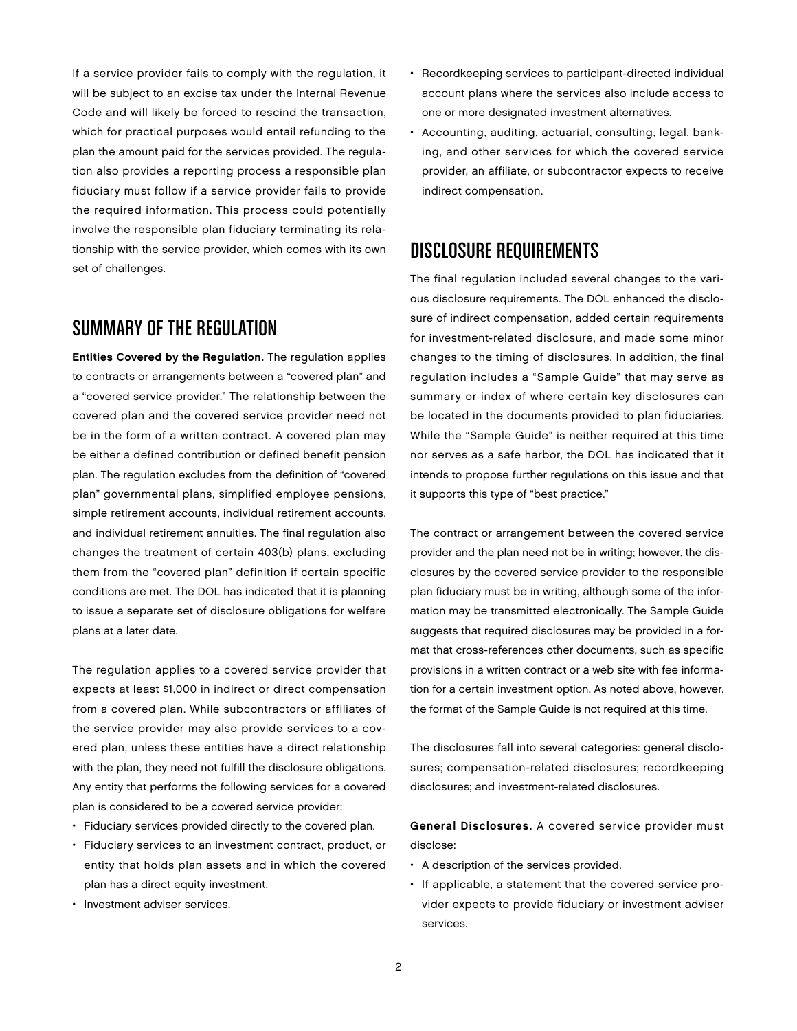If a service provider fails to comply with the regulation, it will be subject to an excise tax under the Internal Revenue Code and will likely be forced to rescind the transaction, which for practical purposes would entail refunding to the plan the amount paid for the services provided. The regulation also provides a reporting process a responsible plan fiduciary must follow if a service provider fails to provide the required information. This process could potentially involve the responsible plan fiduciary terminating its relationship with the service provider, which comes with its own set of challenges.

## SUMMARY OF THE REGULATION

**Entities Covered by the Regulation.** The regulation applies to contracts or arrangements between a "covered plan" and a "covered service provider." The relationship between the covered plan and the covered service provider need not be in the form of a written contract. A covered plan may be either a defined contribution or defined benefit pension plan. The regulation excludes from the definition of "covered plan" governmental plans, simplified employee pensions, simple retirement accounts, individual retirement accounts, and individual retirement annuities. The final regulation also changes the treatment of certain 403(b) plans, excluding them from the "covered plan" definition if certain specific conditions are met. The DOL has indicated that it is planning to issue a separate set of disclosure obligations for welfare plans at a later date.

The regulation applies to a covered service provider that expects at least $1,000 in indirect or direct compensation from a covered plan. While subcontractors or affiliates of the service provider may also provide services to a covered plan, unless these entities have a direct relationship with the plan, they need not fulfill the disclosure obligations. Any entity that performs the following services for a covered plan is considered to be a covered service provider:

- Fiduciary services provided directly to the covered plan.
- Fiduciary services to an investment contract, product, or entity that holds plan assets and in which the covered plan has a direct equity investment.
- Investment adviser services.
- Recordkeeping services to participant-directed individual account plans where the services also include access to one or more designated investment alternatives.
- Accounting, auditing, actuarial, consulting, legal, banking, and other services for which the covered service provider, an affiliate, or subcontractor expects to receive indirect compensation.

## DISCLOSURE REQUIREMENTS

The final regulation included several changes to the various disclosure requirements. The DOL enhanced the disclosure of indirect compensation, added certain requirements for investment-related disclosure, and made some minor changes to the timing of disclosures. In addition, the final regulation includes a "Sample Guide" that may serve as summary or index of where certain key disclosures can be located in the documents provided to plan fiduciaries. While the "Sample Guide" is neither required at this time nor serves as a safe harbor, the DOL has indicated that it intends to propose further regulations on this issue and that it supports this type of "best practice."

The contract or arrangement between the covered service provider and the plan need not be in writing; however, the disclosures by the covered service provider to the responsible plan fiduciary must be in writing, although some of the information may be transmitted electronically. The Sample Guide suggests that required disclosures may be provided in a format that cross-references other documents, such as specific provisions in a written contract or a web site with fee information for a certain investment option. As noted above, however, the format of the Sample Guide is not required at this time.

The disclosures fall into several categories: general disclosures; compensation-related disclosures; recordkeeping disclosures; and investment-related disclosures.

**General Disclosures.** A covered service provider must disclose:

- A description of the services provided.
- If applicable, a statement that the covered service provider expects to provide fiduciary or investment adviser services.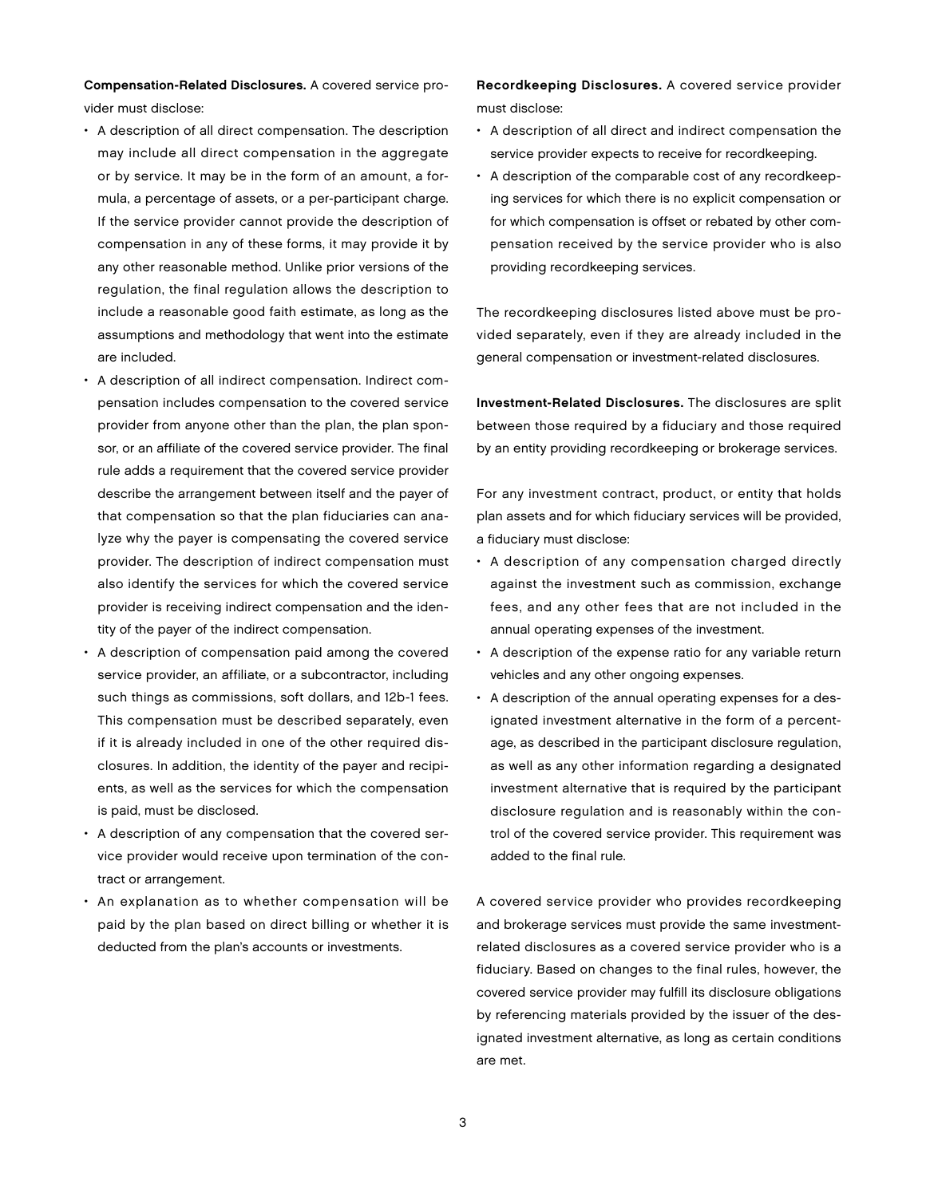**Compensation-Related Disclosures.** A covered service provider must disclose:

- A description of all direct compensation. The description may include all direct compensation in the aggregate or by service. It may be in the form of an amount, a formula, a percentage of assets, or a per-participant charge. If the service provider cannot provide the description of compensation in any of these forms, it may provide it by any other reasonable method. Unlike prior versions of the regulation, the final regulation allows the description to include a reasonable good faith estimate, as long as the assumptions and methodology that went into the estimate are included.
- A description of all indirect compensation. Indirect compensation includes compensation to the covered service provider from anyone other than the plan, the plan sponsor, or an affiliate of the covered service provider. The final rule adds a requirement that the covered service provider describe the arrangement between itself and the payer of that compensation so that the plan fiduciaries can analyze why the payer is compensating the covered service provider. The description of indirect compensation must also identify the services for which the covered service provider is receiving indirect compensation and the identity of the payer of the indirect compensation.
- A description of compensation paid among the covered service provider, an affiliate, or a subcontractor, including such things as commissions, soft dollars, and 12b-1 fees. This compensation must be described separately, even if it is already included in one of the other required disclosures. In addition, the identity of the payer and recipients, as well as the services for which the compensation is paid, must be disclosed.
- A description of any compensation that the covered service provider would receive upon termination of the contract or arrangement.
- An explanation as to whether compensation will be paid by the plan based on direct billing or whether it is deducted from the plan's accounts or investments.

**Recordkeeping Disclosures.** A covered service provider must disclose:

- A description of all direct and indirect compensation the service provider expects to receive for recordkeeping.
- A description of the comparable cost of any recordkeeping services for which there is no explicit compensation or for which compensation is offset or rebated by other compensation received by the service provider who is also providing recordkeeping services.

The recordkeeping disclosures listed above must be provided separately, even if they are already included in the general compensation or investment-related disclosures.

**Investment-Related Disclosures.** The disclosures are split between those required by a fiduciary and those required by an entity providing recordkeeping or brokerage services.

For any investment contract, product, or entity that holds plan assets and for which fiduciary services will be provided, a fiduciary must disclose:

- A description of any compensation charged directly against the investment such as commission, exchange fees, and any other fees that are not included in the annual operating expenses of the investment.
- A description of the expense ratio for any variable return vehicles and any other ongoing expenses.
- A description of the annual operating expenses for a designated investment alternative in the form of a percentage, as described in the participant disclosure regulation, as well as any other information regarding a designated investment alternative that is required by the participant disclosure regulation and is reasonably within the control of the covered service provider. This requirement was added to the final rule.

A covered service provider who provides recordkeeping and brokerage services must provide the same investment-related disclosures as a covered service provider who is a fiduciary. Based on changes to the final rules, however, the covered service provider may fulfill its disclosure obligations by referencing materials provided by the issuer of the designated investment alternative, as long as certain conditions are met.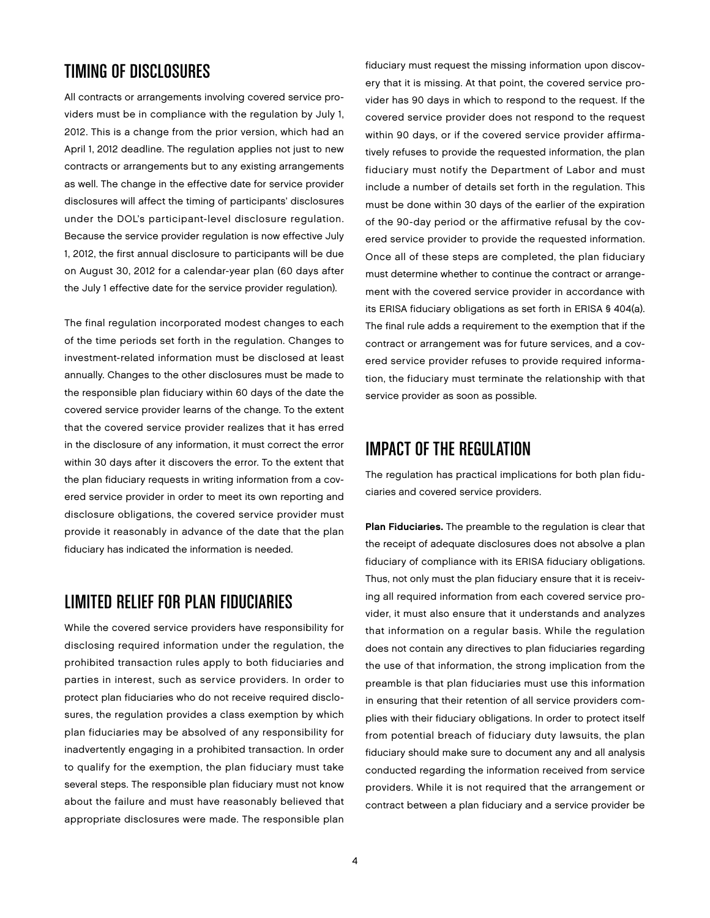## TIMING OF DISCLOSURES

All contracts or arrangements involving covered service providers must be in compliance with the regulation by July 1, 2012. This is a change from the prior version, which had an April 1, 2012 deadline. The regulation applies not just to new contracts or arrangements but to any existing arrangements as well. The change in the effective date for service provider disclosures will affect the timing of participants' disclosures under the DOL's participant-level disclosure regulation. Because the service provider regulation is now effective July 1, 2012, the first annual disclosure to participants will be due on August 30, 2012 for a calendar-year plan (60 days after the July 1 effective date for the service provider regulation).

The final regulation incorporated modest changes to each of the time periods set forth in the regulation. Changes to investment-related information must be disclosed at least annually. Changes to the other disclosures must be made to the responsible plan fiduciary within 60 days of the date the covered service provider learns of the change. To the extent that the covered service provider realizes that it has erred in the disclosure of any information, it must correct the error within 30 days after it discovers the error. To the extent that the plan fiduciary requests in writing information from a covered service provider in order to meet its own reporting and disclosure obligations, the covered service provider must provide it reasonably in advance of the date that the plan fiduciary has indicated the information is needed.

## LIMITED RELIEF FOR PLAN FIDUCIARIES

While the covered service providers have responsibility for disclosing required information under the regulation, the prohibited transaction rules apply to both fiduciaries and parties in interest, such as service providers. In order to protect plan fiduciaries who do not receive required disclosures, the regulation provides a class exemption by which plan fiduciaries may be absolved of any responsibility for inadvertently engaging in a prohibited transaction. In order to qualify for the exemption, the plan fiduciary must take several steps. The responsible plan fiduciary must not know about the failure and must have reasonably believed that appropriate disclosures were made. The responsible plan fiduciary must request the missing information upon discovery that it is missing. At that point, the covered service provider has 90 days in which to respond to the request. If the covered service provider does not respond to the request within 90 days, or if the covered service provider affirmatively refuses to provide the requested information, the plan fiduciary must notify the Department of Labor and must include a number of details set forth in the regulation. This must be done within 30 days of the earlier of the expiration of the 90-day period or the affirmative refusal by the covered service provider to provide the requested information. Once all of these steps are completed, the plan fiduciary must determine whether to continue the contract or arrangement with the covered service provider in accordance with its ERISA fiduciary obligations as set forth in ERISA § 404(a). The final rule adds a requirement to the exemption that if the contract or arrangement was for future services, and a covered service provider refuses to provide required information, the fiduciary must terminate the relationship with that service provider as soon as possible.

## IMPACT OF THE REGULATION

The regulation has practical implications for both plan fiduciaries and covered service providers.

**Plan Fiduciaries.** The preamble to the regulation is clear that the receipt of adequate disclosures does not absolve a plan fiduciary of compliance with its ERISA fiduciary obligations. Thus, not only must the plan fiduciary ensure that it is receiving all required information from each covered service provider, it must also ensure that it understands and analyzes that information on a regular basis. While the regulation does not contain any directives to plan fiduciaries regarding the use of that information, the strong implication from the preamble is that plan fiduciaries must use this information in ensuring that their retention of all service providers complies with their fiduciary obligations. In order to protect itself from potential breach of fiduciary duty lawsuits, the plan fiduciary should make sure to document any and all analysis conducted regarding the information received from service providers. While it is not required that the arrangement or contract between a plan fiduciary and a service provider be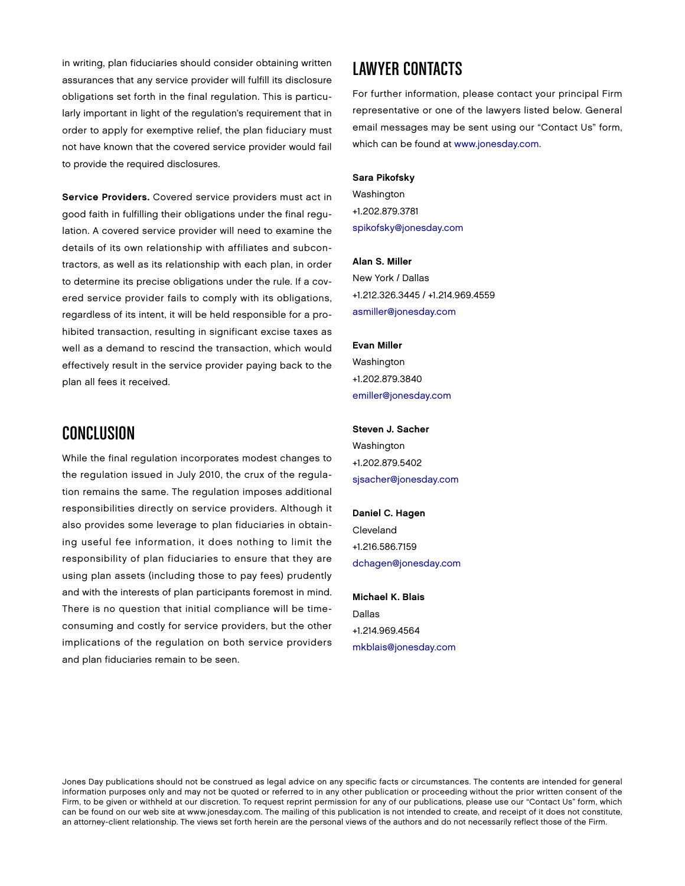in writing, plan fiduciaries should consider obtaining written assurances that any service provider will fulfill its disclosure obligations set forth in the final regulation. This is particularly important in light of the regulation's requirement that in order to apply for exemptive relief, the plan fiduciary must not have known that the covered service provider would fail to provide the required disclosures.

**Service Providers.** Covered service providers must act in good faith in fulfilling their obligations under the final regulation. A covered service provider will need to examine the details of its own relationship with affiliates and subcontractors, as well as its relationship with each plan, in order to determine its precise obligations under the rule. If a covered service provider fails to comply with its obligations, regardless of its intent, it will be held responsible for a prohibited transaction, resulting in significant excise taxes as well as a demand to rescind the transaction, which would effectively result in the service provider paying back to the plan all fees it received.

## CONCLUSION

While the final regulation incorporates modest changes to the regulation issued in July 2010, the crux of the regulation remains the same. The regulation imposes additional responsibilities directly on service providers. Although it also provides some leverage to plan fiduciaries in obtaining useful fee information, it does nothing to limit the responsibility of plan fiduciaries to ensure that they are using plan assets (including those to pay fees) prudently and with the interests of plan participants foremost in mind. There is no question that initial compliance will be time-consuming and costly for service providers, but the other implications of the regulation on both service providers and plan fiduciaries remain to be seen.

## LAWYER CONTACTS

For further information, please contact your principal Firm representative or one of the lawyers listed below. General email messages may be sent using our "Contact Us" form, which can be found at www.jonesday.com.

**Sara Pikofsky**
Washington
+1.202.879.3781
spikofsky@jonesday.com

**Alan S. Miller**
New York / Dallas
+1.212.326.3445 / +1.214.969.4559
asmiller@jonesday.com

**Evan Miller**
Washington
+1.202.879.3840
emiller@jonesday.com

**Steven J. Sacher**
Washington
+1.202.879.5402
sjsacher@jonesday.com

**Daniel C. Hagen**
Cleveland
+1.216.586.7159
dchagen@jonesday.com

**Michael K. Blais**
Dallas
+1.214.969.4564
mkblais@jonesday.com

Jones Day publications should not be construed as legal advice on any specific facts or circumstances. The contents are intended for general information purposes only and may not be quoted or referred to in any other publication or proceeding without the prior written consent of the Firm, to be given or withheld at our discretion. To request reprint permission for any of our publications, please use our "Contact Us" form, which can be found on our web site at www.jonesday.com. The mailing of this publication is not intended to create, and receipt of it does not constitute, an attorney-client relationship. The views set forth herein are the personal views of the authors and do not necessarily reflect those of the Firm.